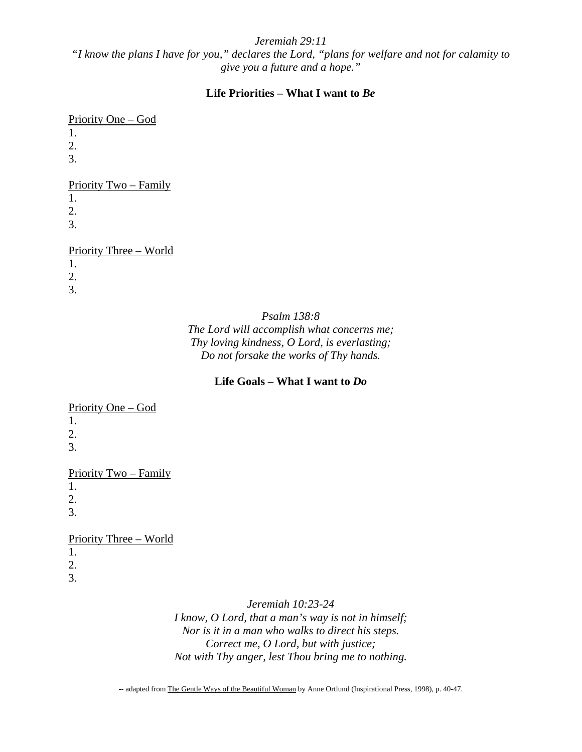*Jeremiah 29:11*
*"I know the plans I have for you," declares the Lord, "plans for welfare and not for calamity to give you a future and a hope."*

## Life Priorities – What I want to *Be*

Priority One – God
1.
2.
3.

Priority Two – Family
1.
2.
3.

Priority Three – World
1.
2.
3.

*Psalm 138:8*
*The Lord will accomplish what concerns me;*
*Thy loving kindness, O Lord, is everlasting;*
*Do not forsake the works of Thy hands.*

## Life Goals – What I want to *Do*

Priority One – God
1.
2.
3.

Priority Two – Family
1.
2.
3.

Priority Three – World
1.
2.
3.

*Jeremiah 10:23-24*
*I know, O Lord, that a man's way is not in himself;*
*Nor is it in a man who walks to direct his steps.*
*Correct me, O Lord, but with justice;*
*Not with Thy anger, lest Thou bring me to nothing.*

-- adapted from The Gentle Ways of the Beautiful Woman by Anne Ortlund (Inspirational Press, 1998), p. 40-47.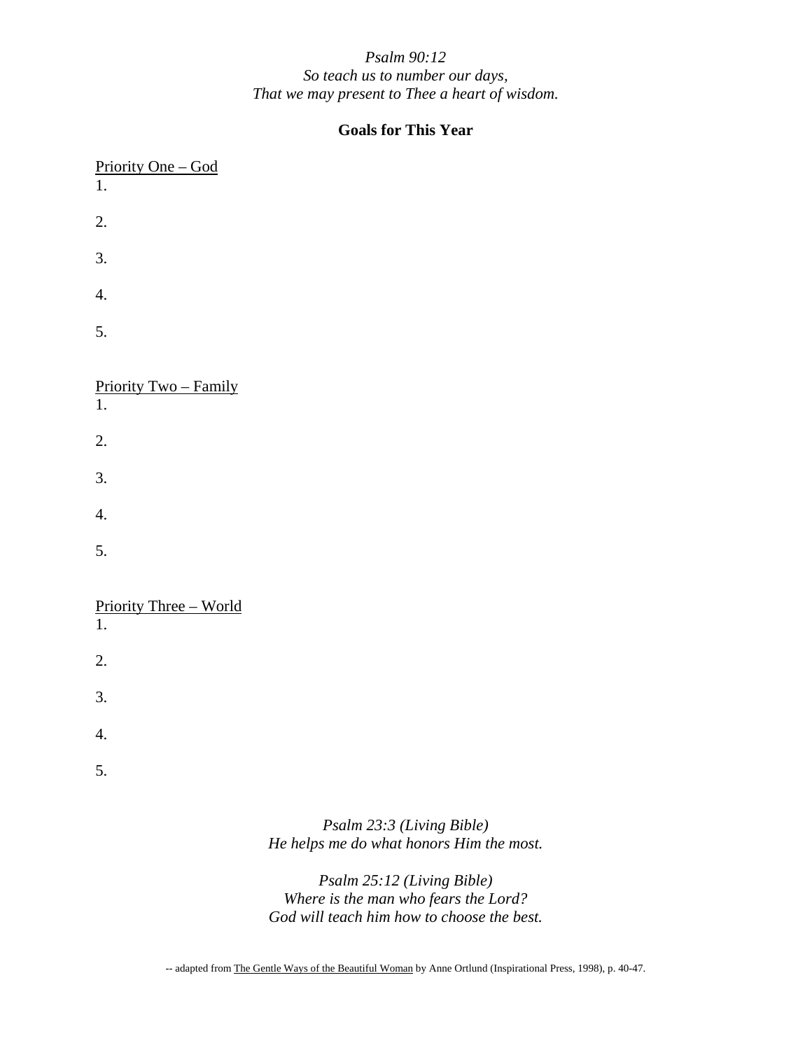*Psalm 90:12*
*So teach us to number our days,*
*That we may present to Thee a heart of wisdom.*

**Goals for This Year**

<u>Priority One – God</u>

1.

2.

3.

4.

5.

<u>Priority Two – Family</u>

1.

2.

3.

4.

5.

<u>Priority Three – World</u>

1.

2.

3.

4.

5.

*Psalm 23:3 (Living Bible)*
*He helps me do what honors Him the most.*

*Psalm 25:12 (Living Bible)*
*Where is the man who fears the Lord?*
*God will teach him how to choose the best.*

-- adapted from <u>The Gentle Ways of the Beautiful Woman</u> by Anne Ortlund (Inspirational Press, 1998), p. 40-47.